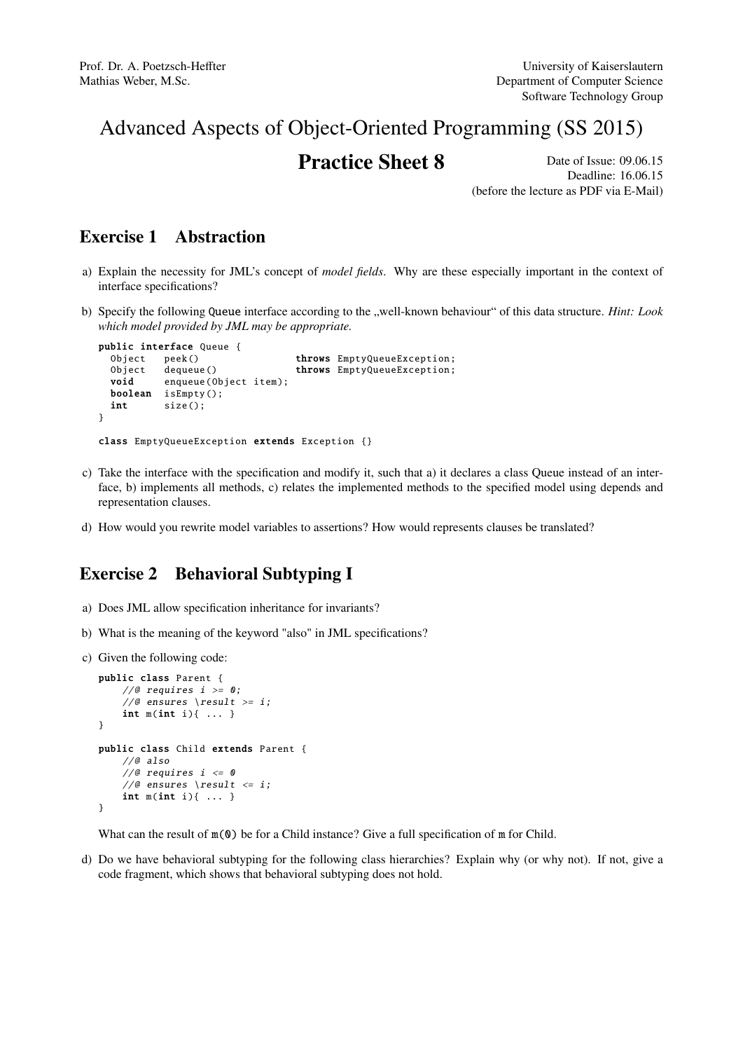Prof. Dr. A. Poetzsch-Heffter
Mathias Weber, M.Sc.

University of Kaiserslautern
Department of Computer Science
Software Technology Group

# Advanced Aspects of Object-Oriented Programming (SS 2015)

## Practice Sheet 8

Date of Issue: 09.06.15
Deadline: 16.06.15
(before the lecture as PDF via E-Mail)

## Exercise 1 Abstraction

a) Explain the necessity for JML's concept of *model fields*. Why are these especially important in the context of interface specifications?

b) Specify the following Queue interface according to the „well-known behaviour“ of this data structure. *Hint: Look which model provided by JML may be appropriate.*

```
public interface Queue {
  Object   peek()               throws EmptyQueueException;
  Object   dequeue()            throws EmptyQueueException;
  void     enqueue(Object item);
  boolean  isEmpty();
  int      size();
}

class EmptyQueueException extends Exception {}
```

c) Take the interface with the specification and modify it, such that a) it declares a class Queue instead of an interface, b) implements all methods, c) relates the implemented methods to the specified model using depends and representation clauses.

d) How would you rewrite model variables to assertions? How would represents clauses be translated?

## Exercise 2 Behavioral Subtyping I

a) Does JML allow specification inheritance for invariants?

b) What is the meaning of the keyword "also" in JML specifications?

c) Given the following code:

```
public class Parent {
    //@ requires i >= 0;
    //@ ensures \result >= i;
    int m(int i){ ... }
}

public class Child extends Parent {
    //@ also
    //@ requires i <= 0
    //@ ensures \result <= i;
    int m(int i){ ... }
}
```

What can the result of m(0) be for a Child instance? Give a full specification of m for Child.

d) Do we have behavioral subtyping for the following class hierarchies? Explain why (or why not). If not, give a code fragment, which shows that behavioral subtyping does not hold.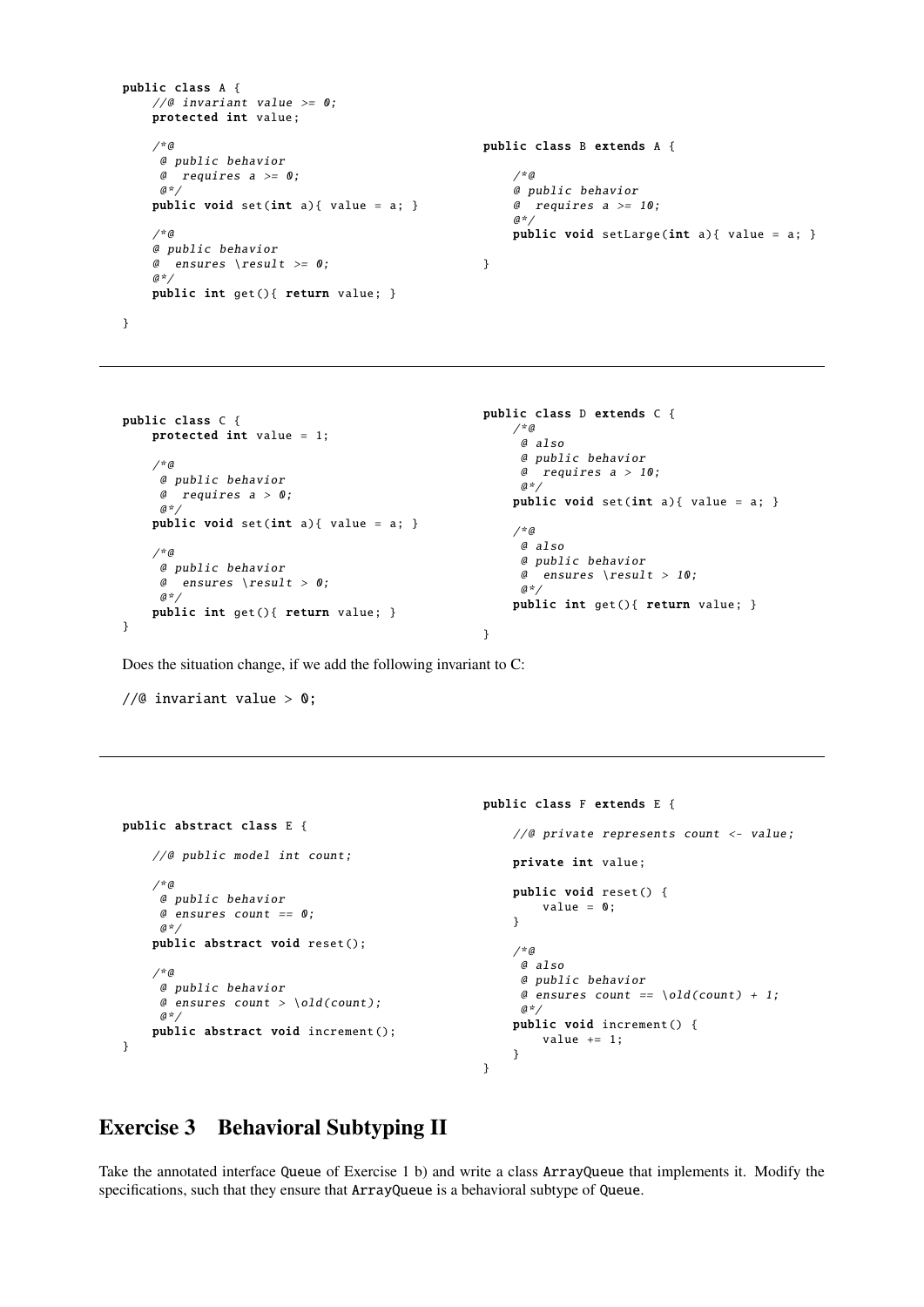```java
public class A {
    //@ invariant value >= 0;
    protected int value;

    /*@
     @ public behavior
     @  requires a >= 0;
     @*/
    public void set(int a){ value = a; }

    /*@
    @ public behavior
    @  ensures \result >= 0;
    @*/
    public int get(){ return value; }

}
```

```java
public class B extends A {

    /*@
    @ public behavior
    @  requires a >= 10;
    @*/
    public void setLarge(int a){ value = a; }

}
```

---

```java
public class C {
    protected int value = 1;

    /*@
     @ public behavior
     @  requires a > 0;
     @*/
    public void set(int a){ value = a; }

    /*@
     @ public behavior
     @  ensures \result > 0;
     @*/
    public int get(){ return value; }
}
```

```java
public class D extends C {
    /*@
     @ also
     @ public behavior
     @  requires a > 10;
     @*/
    public void set(int a){ value = a; }

    /*@
     @ also
     @ public behavior
     @  ensures \result > 10;
     @*/
    public int get(){ return value; }

}
```

Does the situation change, if we add the following invariant to C:

```java
//@ invariant value > 0;
```

---

```java
public abstract class E {

    //@ public model int count;

    /*@
     @ public behavior
     @ ensures count == 0;
     @*/
    public abstract void reset();

    /*@
     @ public behavior
     @ ensures count > \old(count);
     @*/
    public abstract void increment();
}
```

```java
public class F extends E {

    //@ private represents count <- value;

    private int value;

    public void reset() {
        value = 0;
    }

    /*@
     @ also
     @ public behavior
     @ ensures count == \old(count) + 1;
     @*/
    public void increment() {
        value += 1;
    }
}
```

## Exercise 3 Behavioral Subtyping II

Take the annotated interface `Queue` of Exercise 1 b) and write a class `ArrayQueue` that implements it. Modify the specifications, such that they ensure that `ArrayQueue` is a behavioral subtype of `Queue`.